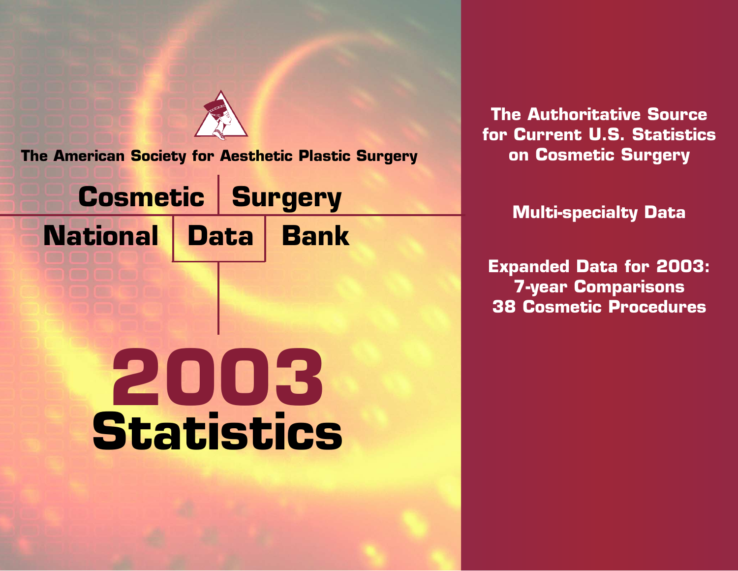The American Society for Aesthetic Plastic Surgery

# Cosmetic Surgery National Data Bank

# 2003 Statistics

**The Authoritative Source for Current U.S. Statistics on Cosmetic Surgery**

**Multi-specialty Data**

**Expanded Data for 2003:**
**7-year Comparisons**
**38 Cosmetic Procedures**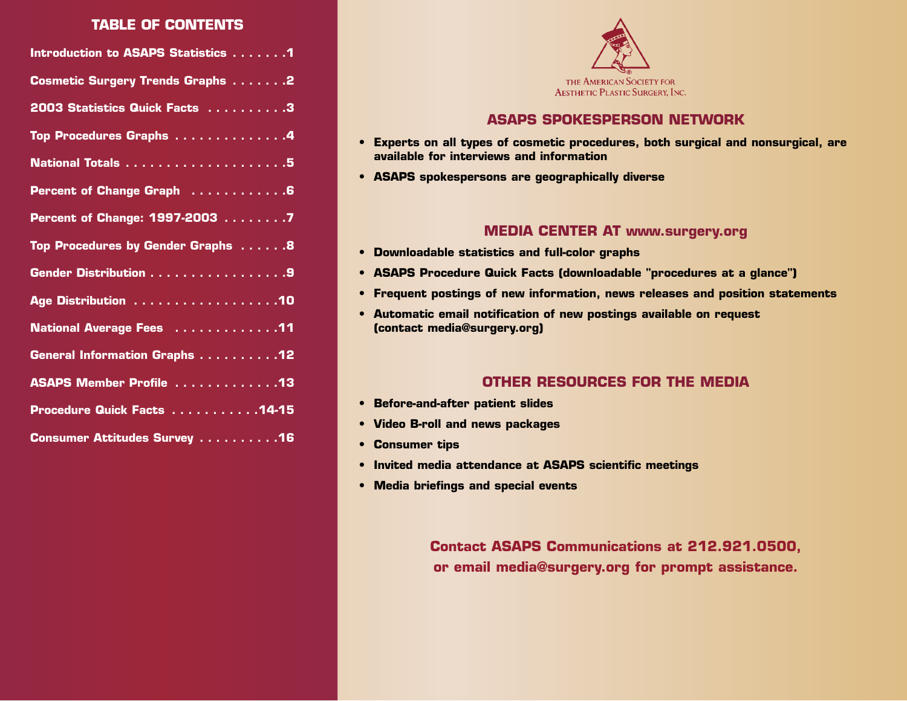## TABLE OF CONTENTS

| Section | Page |
|---|---|
| Introduction to ASAPS Statistics | 1 |
| Cosmetic Surgery Trends Graphs | 2 |
| 2003 Statistics Quick Facts | 3 |
| Top Procedures Graphs | 4 |
| National Totals | 5 |
| Percent of Change Graph | 6 |
| Percent of Change: 1997-2003 | 7 |
| Top Procedures by Gender Graphs | 8 |
| Gender Distribution | 9 |
| Age Distribution | 10 |
| National Average Fees | 11 |
| General Information Graphs | 12 |
| ASAPS Member Profile | 13 |
| Procedure Quick Facts | 14-15 |
| Consumer Attitudes Survey | 16 |

THE AMERICAN SOCIETY FOR AESTHETIC PLASTIC SURGERY, INC.

## ASAPS SPOKESPERSON NETWORK

- **Experts on all types of cosmetic procedures, both surgical and nonsurgical, are available for interviews and information**
- **ASAPS spokespersons are geographically diverse**

## MEDIA CENTER AT www.surgery.org

- **Downloadable statistics and full-color graphs**
- **ASAPS Procedure Quick Facts (downloadable "procedures at a glance")**
- **Frequent postings of new information, news releases and position statements**
- **Automatic email notification of new postings available on request (contact media@surgery.org)**

## OTHER RESOURCES FOR THE MEDIA

- **Before-and-after patient slides**
- **Video B-roll and news packages**
- **Consumer tips**
- **Invited media attendance at ASAPS scientific meetings**
- **Media briefings and special events**

**Contact ASAPS Communications at 212.921.0500, or email media@surgery.org for prompt assistance.**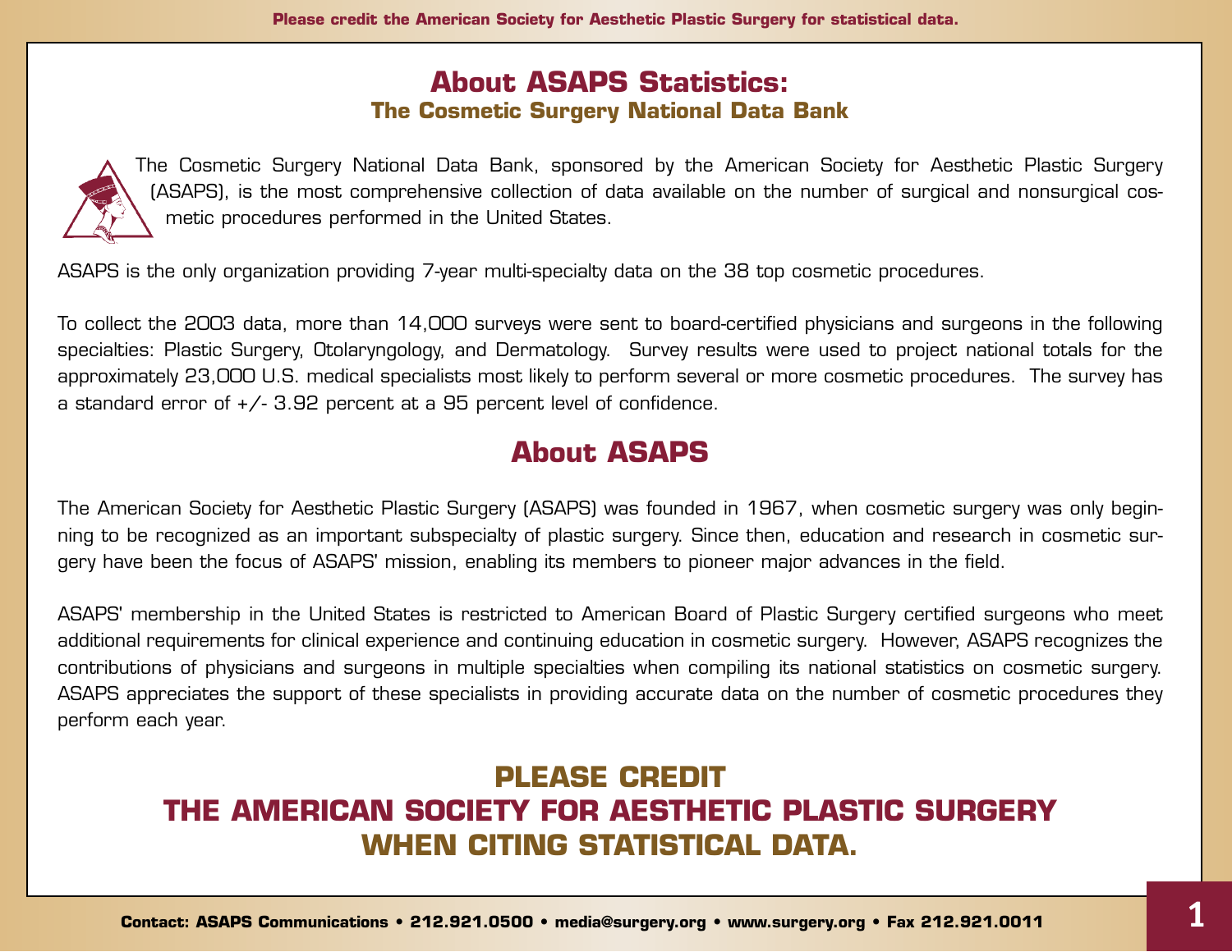# About ASAPS Statistics:

## The Cosmetic Surgery National Data Bank

The Cosmetic Surgery National Data Bank, sponsored by the American Society for Aesthetic Plastic Surgery (ASAPS), is the most comprehensive collection of data available on the number of surgical and nonsurgical cosmetic procedures performed in the United States.

ASAPS is the only organization providing 7-year multi-specialty data on the 38 top cosmetic procedures.

To collect the 2003 data, more than 14,000 surveys were sent to board-certified physicians and surgeons in the following specialties: Plastic Surgery, Otolaryngology, and Dermatology. Survey results were used to project national totals for the approximately 23,000 U.S. medical specialists most likely to perform several or more cosmetic procedures. The survey has a standard error of +/- 3.92 percent at a 95 percent level of confidence.

# About ASAPS

The American Society for Aesthetic Plastic Surgery (ASAPS) was founded in 1967, when cosmetic surgery was only beginning to be recognized as an important subspecialty of plastic surgery. Since then, education and research in cosmetic surgery have been the focus of ASAPS' mission, enabling its members to pioneer major advances in the field.

ASAPS' membership in the United States is restricted to American Board of Plastic Surgery certified surgeons who meet additional requirements for clinical experience and continuing education in cosmetic surgery. However, ASAPS recognizes the contributions of physicians and surgeons in multiple specialties when compiling its national statistics on cosmetic surgery. ASAPS appreciates the support of these specialists in providing accurate data on the number of cosmetic procedures they perform each year.

**PLEASE CREDIT**
**THE AMERICAN SOCIETY FOR AESTHETIC PLASTIC SURGERY**
**WHEN CITING STATISTICAL DATA.**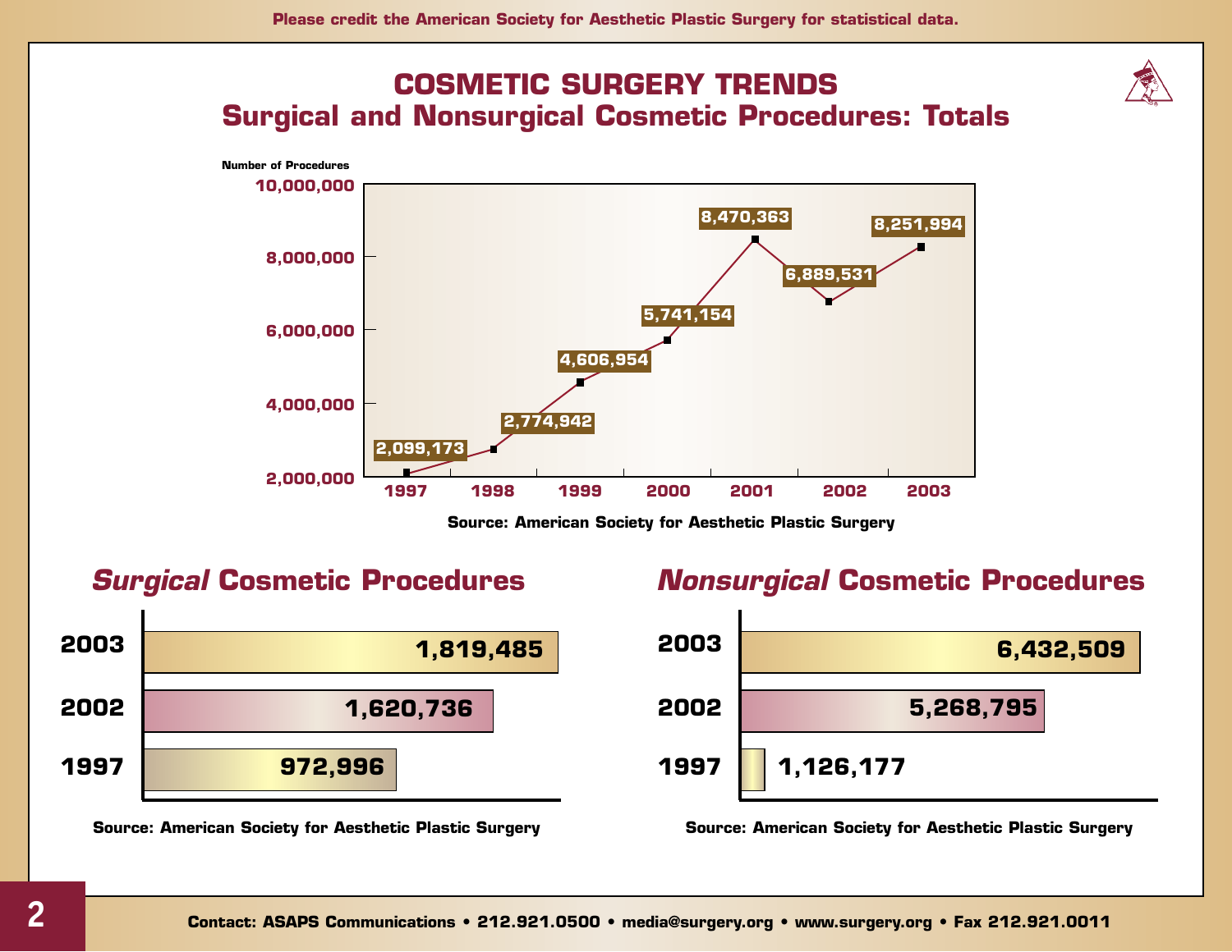Please credit the American Society for Aesthetic Plastic Surgery for statistical data.

# COSMETIC SURGERY TRENDS

## Surgical and Nonsurgical Cosmetic Procedures: Totals

| Year | Number of Procedures |
|---|---|
| 1997 | 2,099,173 |
| 1998 | 2,774,942 |
| 1999 | 4,606,954 |
| 2000 | 5,741,154 |
| 2001 | 8,470,363 |
| 2002 | 6,889,531 |
| 2003 | 8,251,994 |

Source: American Society for Aesthetic Plastic Surgery

## *Surgical* Cosmetic Procedures

| Year | Procedures |
|---|---|
| 2003 | 1,819,485 |
| 2002 | 1,620,736 |
| 1997 | 972,996 |

Source: American Society for Aesthetic Plastic Surgery

## *Nonsurgical* Cosmetic Procedures

| Year | Procedures |
|---|---|
| 2003 | 6,432,509 |
| 2002 | 5,268,795 |
| 1997 | 1,126,177 |

Source: American Society for Aesthetic Plastic Surgery

Contact: ASAPS Communications • 212.921.0500 • media@surgery.org • www.surgery.org • Fax 212.921.0011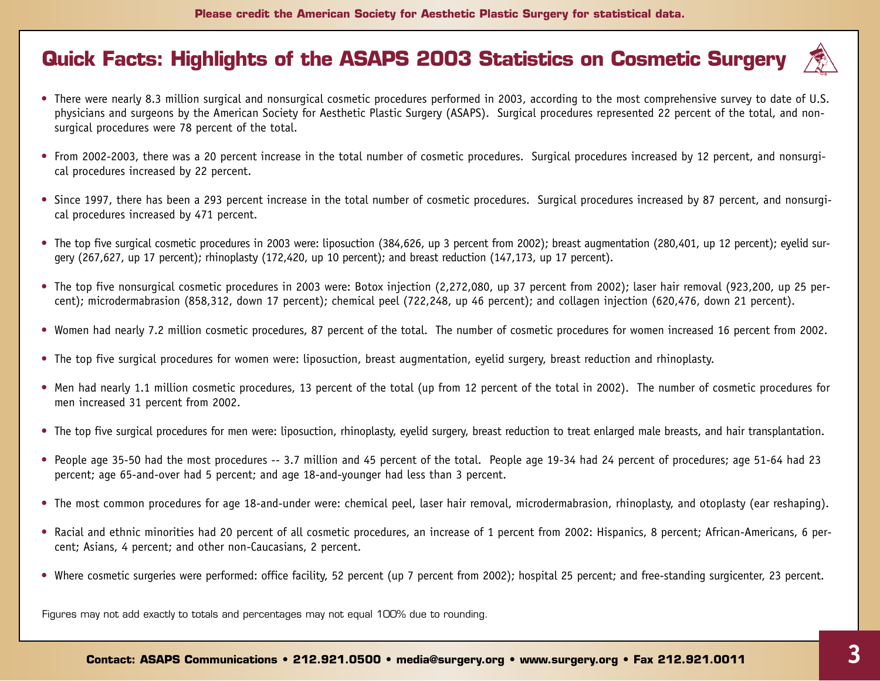Please credit the American Society for Aesthetic Plastic Surgery for statistical data.

# Quick Facts: Highlights of the ASAPS 2003 Statistics on Cosmetic Surgery

- There were nearly 8.3 million surgical and nonsurgical cosmetic procedures performed in 2003, according to the most comprehensive survey to date of U.S. physicians and surgeons by the American Society for Aesthetic Plastic Surgery (ASAPS). Surgical procedures represented 22 percent of the total, and non-surgical procedures were 78 percent of the total.

- From 2002-2003, there was a 20 percent increase in the total number of cosmetic procedures. Surgical procedures increased by 12 percent, and nonsurgical procedures increased by 22 percent.

- Since 1997, there has been a 293 percent increase in the total number of cosmetic procedures. Surgical procedures increased by 87 percent, and nonsurgical procedures increased by 471 percent.

- The top five surgical cosmetic procedures in 2003 were: liposuction (384,626, up 3 percent from 2002); breast augmentation (280,401, up 12 percent); eyelid surgery (267,627, up 17 percent); rhinoplasty (172,420, up 10 percent); and breast reduction (147,173, up 17 percent).

- The top five nonsurgical cosmetic procedures in 2003 were: Botox injection (2,272,080, up 37 percent from 2002); laser hair removal (923,200, up 25 percent); microdermabrasion (858,312, down 17 percent); chemical peel (722,248, up 46 percent); and collagen injection (620,476, down 21 percent).

- Women had nearly 7.2 million cosmetic procedures, 87 percent of the total. The number of cosmetic procedures for women increased 16 percent from 2002.

- The top five surgical procedures for women were: liposuction, breast augmentation, eyelid surgery, breast reduction and rhinoplasty.

- Men had nearly 1.1 million cosmetic procedures, 13 percent of the total (up from 12 percent of the total in 2002). The number of cosmetic procedures for men increased 31 percent from 2002.

- The top five surgical procedures for men were: liposuction, rhinoplasty, eyelid surgery, breast reduction to treat enlarged male breasts, and hair transplantation.

- People age 35-50 had the most procedures -- 3.7 million and 45 percent of the total. People age 19-34 had 24 percent of procedures; age 51-64 had 23 percent; age 65-and-over had 5 percent; and age 18-and-younger had less than 3 percent.

- The most common procedures for age 18-and-under were: chemical peel, laser hair removal, microdermabrasion, rhinoplasty, and otoplasty (ear reshaping).

- Racial and ethnic minorities had 20 percent of all cosmetic procedures, an increase of 1 percent from 2002: Hispanics, 8 percent; African-Americans, 6 percent; Asians, 4 percent; and other non-Caucasians, 2 percent.

- Where cosmetic surgeries were performed: office facility, 52 percent (up 7 percent from 2002); hospital 25 percent; and free-standing surgicenter, 23 percent.

Figures may not add exactly to totals and percentages may not equal 100% due to rounding.

**Contact: ASAPS Communications • 212.921.0500 • media@surgery.org • www.surgery.org • Fax 212.921.0011**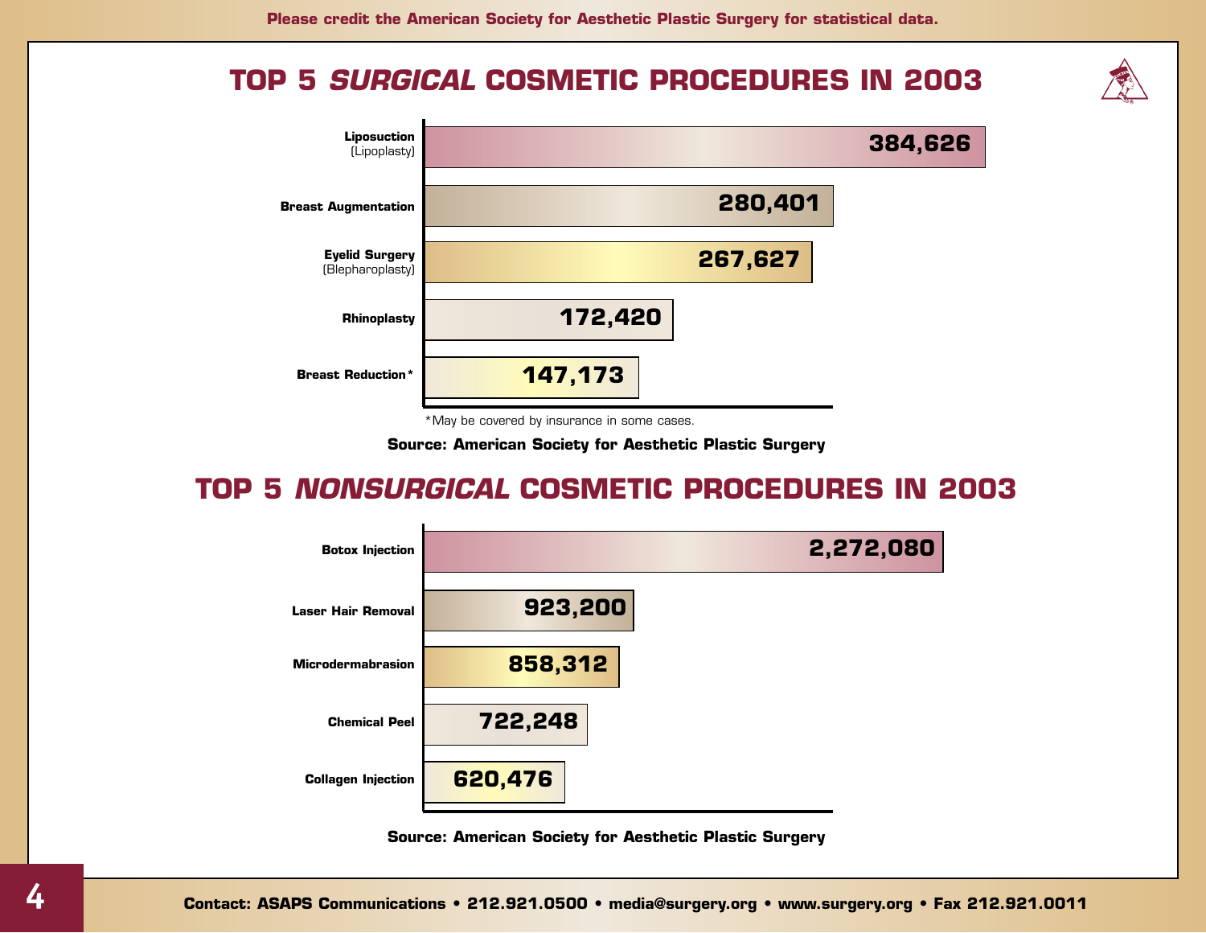Please credit the American Society for Aesthetic Plastic Surgery for statistical data.

## TOP 5 *SURGICAL* COSMETIC PROCEDURES IN 2003

| Procedure | Number |
|---|---|
| Liposuction (Lipoplasty) | 384,626 |
| Breast Augmentation | 280,401 |
| Eyelid Surgery (Blepharoplasty) | 267,627 |
| Rhinoplasty | 172,420 |
| Breast Reduction* | 147,173 |

*May be covered by insurance in some cases.

**Source: American Society for Aesthetic Plastic Surgery**

## TOP 5 *NONSURGICAL* COSMETIC PROCEDURES IN 2003

| Procedure | Number |
|---|---|
| Botox Injection | 2,272,080 |
| Laser Hair Removal | 923,200 |
| Microdermabrasion | 858,312 |
| Chemical Peel | 722,248 |
| Collagen Injection | 620,476 |

**Source: American Society for Aesthetic Plastic Surgery**

**Contact: ASAPS Communications • 212.921.0500 • media@surgery.org • www.surgery.org • Fax 212.921.0011**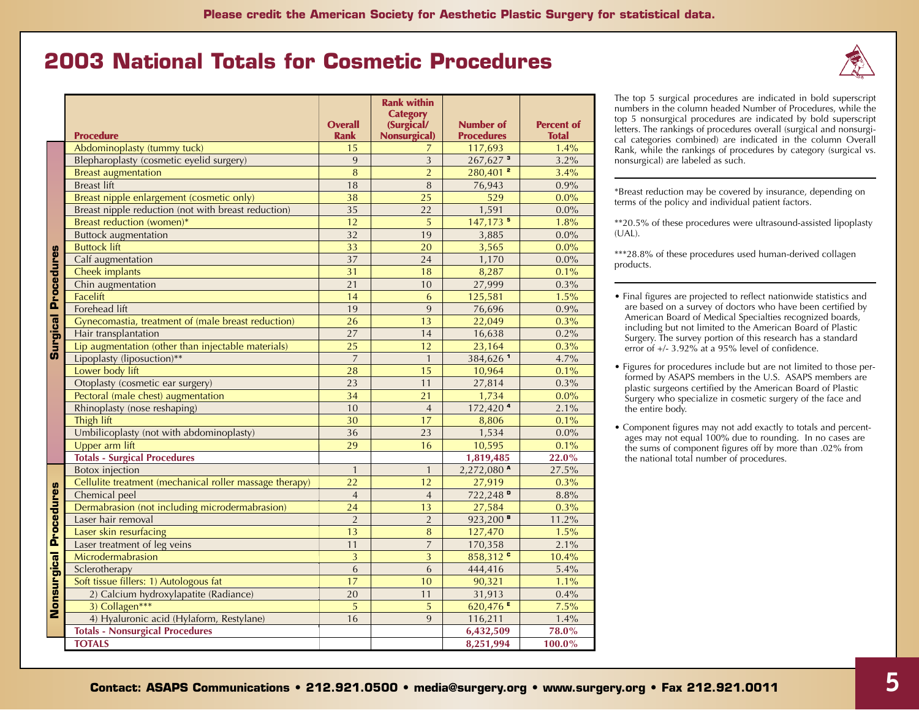Please credit the American Society for Aesthetic Plastic Surgery for statistical data.

# 2003 National Totals for Cosmetic Procedures

| | Procedure | Overall Rank | Rank within Category (Surgical/ Nonsurgical) | Number of Procedures | Percent of Total |
|---|---|---|---|---|---|
| Surgical Procedures | Abdominoplasty (tummy tuck) | 15 | 7 | 117,693 | 1.4% |
| | Blepharoplasty (cosmetic eyelid surgery) | 9 | 3 | 267,627 [3] | 3.2% |
| | Breast augmentation | 8 | 2 | 280,401 [2] | 3.4% |
| | Breast lift | 18 | 8 | 76,943 | 0.9% |
| | Breast nipple enlargement (cosmetic only) | 38 | 25 | 529 | 0.0% |
| | Breast nipple reduction (not with breast reduction) | 35 | 22 | 1,591 | 0.0% |
| | Breast reduction (women)* | 12 | 5 | 147,173 [5] | 1.8% |
| | Buttock augmentation | 32 | 19 | 3,885 | 0.0% |
| | Buttock lift | 33 | 20 | 3,565 | 0.0% |
| | Calf augmentation | 37 | 24 | 1,170 | 0.0% |
| | Cheek implants | 31 | 18 | 8,287 | 0.1% |
| | Chin augmentation | 21 | 10 | 27,999 | 0.3% |
| | Facelift | 14 | 6 | 125,581 | 1.5% |
| | Forehead lift | 19 | 9 | 76,696 | 0.9% |
| | Gynecomastia, treatment of (male breast reduction) | 26 | 13 | 22,049 | 0.3% |
| | Hair transplantation | 27 | 14 | 16,638 | 0.2% |
| | Lip augmentation (other than injectable materials) | 25 | 12 | 23,164 | 0.3% |
| | Lipoplasty (liposuction)** | 7 | 1 | 384,626 [1] | 4.7% |
| | Lower body lift | 28 | 15 | 10,964 | 0.1% |
| | Otoplasty (cosmetic ear surgery) | 23 | 11 | 27,814 | 0.3% |
| | Pectoral (male chest) augmentation | 34 | 21 | 1,734 | 0.0% |
| | Rhinoplasty (nose reshaping) | 10 | 4 | 172,420 [4] | 2.1% |
| | Thigh lift | 30 | 17 | 8,806 | 0.1% |
| | Umbilicoplasty (not with abdominoplasty) | 36 | 23 | 1,534 | 0.0% |
| | Upper arm lift | 29 | 16 | 10,595 | 0.1% |
| | **Totals - Surgical Procedures** | | | **1,819,485** | **22.0%** |
| Nonsurgical Procedures | Botox injection | 1 | 1 | 2,272,080 [A] | 27.5% |
| | Cellulite treatment (mechanical roller massage therapy) | 22 | 12 | 27,919 | 0.3% |
| | Chemical peel | 4 | 4 | 722,248 [D] | 8.8% |
| | Dermabrasion (not including microdermabrasion) | 24 | 13 | 27,584 | 0.3% |
| | Laser hair removal | 2 | 2 | 923,200 [B] | 11.2% |
| | Laser skin resurfacing | 13 | 8 | 127,470 | 1.5% |
| | Laser treatment of leg veins | 11 | 7 | 170,358 | 2.1% |
| | Microdermabrasion | 3 | 3 | 858,312 [C] | 10.4% |
| | Sclerotherapy | 6 | 6 | 444,416 | 5.4% |
| | Soft tissue fillers: 1) Autologous fat | 17 | 10 | 90,321 | 1.1% |
| | 2) Calcium hydroxylapatite (Radiance) | 20 | 11 | 31,913 | 0.4% |
| | 3) Collagen*** | 5 | 5 | 620,476 [E] | 7.5% |
| | 4) Hyaluronic acid (Hylaform, Restylane) | 16 | 9 | 116,211 | 1.4% |
| | **Totals - Nonsurgical Procedures** | | | **6,432,509** | **78.0%** |
| | **TOTALS** | | | **8,251,994** | **100.0%** |

The top 5 surgical procedures are indicated in bold superscript numbers in the column headed Number of Procedures, while the top 5 nonsurgical procedures are indicated by bold superscript letters. The rankings of procedures overall (surgical and nonsurgical categories combined) are indicated in the column Overall Rank, while the rankings of procedures by category (surgical vs. nonsurgical) are labeled as such.

*Breast reduction may be covered by insurance, depending on terms of the policy and individual patient factors.

**20.5% of these procedures were ultrasound-assisted lipoplasty (UAL).

***28.8% of these procedures used human-derived collagen products.

- Final figures are projected to reflect nationwide statistics and are based on a survey of doctors who have been certified by American Board of Medical Specialties recognized boards, including but not limited to the American Board of Plastic Surgery. The survey portion of this research has a standard error of +/- 3.92% at a 95% level of confidence.
- Figures for procedures include but are not limited to those performed by ASAPS members in the U.S. ASAPS members are plastic surgeons certified by the American Board of Plastic Surgery who specialize in cosmetic surgery of the face and the entire body.
- Component figures may not add exactly to totals and percentages may not equal 100% due to rounding. In no cases are the sums of component figures off by more than .02% from the national total number of procedures.

**Contact: ASAPS Communications • 212.921.0500 • media@surgery.org • www.surgery.org • Fax 212.921.0011**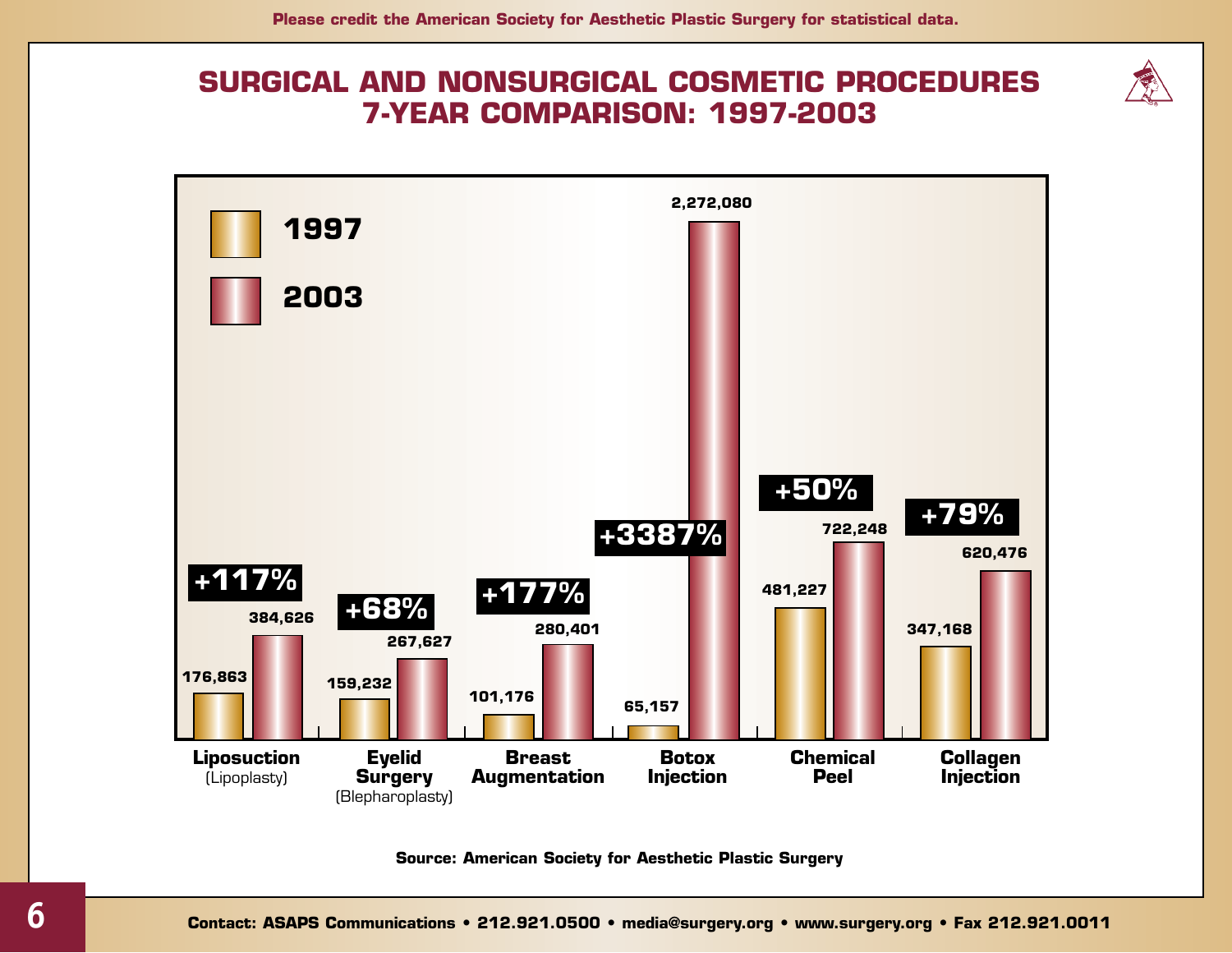Please credit the American Society for Aesthetic Plastic Surgery for statistical data.

# SURGICAL AND NONSURGICAL COSMETIC PROCEDURES 7-YEAR COMPARISON: 1997-2003

| Procedure | 1997 | 2003 | Change |
| --- | --- | --- | --- |
| Liposuction (Lipoplasty) | 176,863 | 384,626 | +117% |
| Eyelid Surgery (Blepharoplasty) | 159,232 | 267,627 | +68% |
| Breast Augmentation | 101,176 | 280,401 | +177% |
| Botox Injection | 65,157 | 2,272,080 | +3387% |
| Chemical Peel | 481,227 | 722,248 | +50% |
| Collagen Injection | 347,168 | 620,476 | +79% |

**Source: American Society for Aesthetic Plastic Surgery**

**Contact: ASAPS Communications • 212.921.0500 • media@surgery.org • www.surgery.org • Fax 212.921.0011**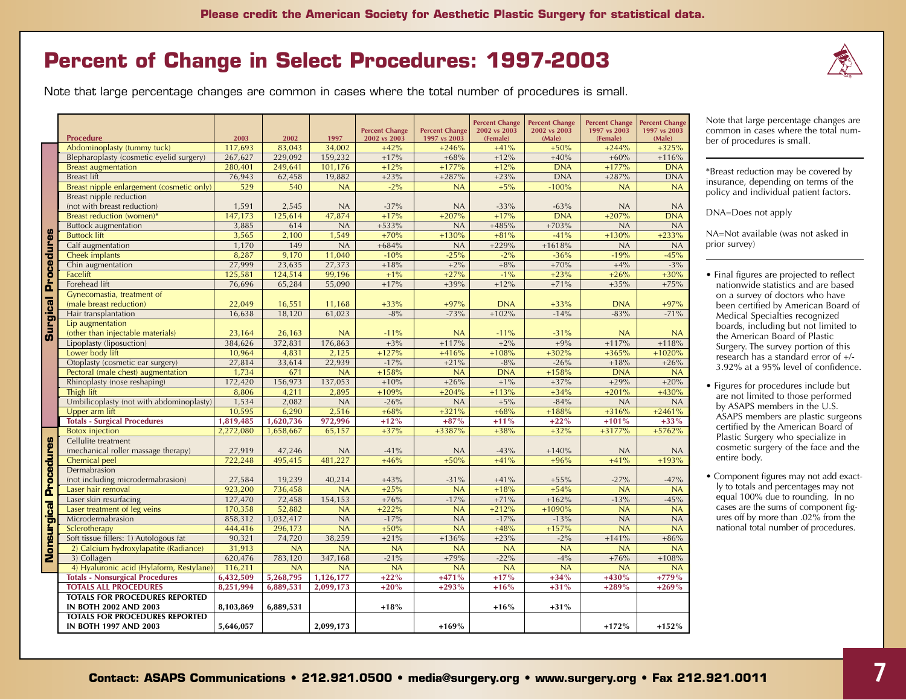Please credit the American Society for Aesthetic Plastic Surgery for statistical data.

# Percent of Change in Select Procedures: 1997-2003

Note that large percentage changes are common in cases where the total number of procedures is small.

| | Procedure | 2003 | 2002 | 1997 | Percent Change 2002 vs 2003 | Percent Change 1997 vs 2003 | Percent Change 2002 vs 2003 (Female) | Percent Change 2002 vs 2003 (Male) | Percent Change 1997 vs 2003 (Female) | Percent Change 1997 vs 2003 (Male) |
|---|---|---|---|---|---|---|---|---|---|---|
| Surgical Procedures | Abdominoplasty (tummy tuck) | 117,693 | 83,043 | 34,002 | +42% | +246% | +41% | +50% | +244% | +325% |
| | Blepharoplasty (cosmetic eyelid surgery) | 267,627 | 229,092 | 159,232 | +17% | +68% | +12% | +40% | +60% | +116% |
| | Breast augmentation | 280,401 | 249,641 | 101,176 | +12% | +177% | +12% | DNA | +177% | DNA |
| | Breast lift | 76,943 | 62,458 | 19,882 | +23% | +287% | +23% | DNA | +287% | DNA |
| | Breast nipple enlargement (cosmetic only) | 529 | 540 | NA | -2% | NA | +5% | -100% | NA | NA |
| | Breast nipple reduction (not with breast reduction) | 1,591 | 2,545 | NA | -37% | NA | -33% | -63% | NA | NA |
| | Breast reduction (women)* | 147,173 | 125,614 | 47,874 | +17% | +207% | +17% | DNA | +207% | DNA |
| | Buttock augmentation | 3,885 | 614 | NA | +533% | NA | +485% | +703% | NA | NA |
| | Buttock lift | 3,565 | 2,100 | 1,549 | +70% | +130% | +81% | -41% | +130% | +233% |
| | Calf augmentation | 1,170 | 149 | NA | +684% | NA | +229% | +1618% | NA | NA |
| | Cheek implants | 8,287 | 9,170 | 11,040 | -10% | -25% | -2% | -36% | -19% | -45% |
| | Chin augmentation | 27,999 | 23,635 | 27,373 | +18% | +2% | +8% | +70% | +4% | -3% |
| | Facelift | 125,581 | 124,514 | 99,196 | +1% | +27% | -1% | +23% | +26% | +30% |
| | Forehead lift | 76,696 | 65,284 | 55,090 | +17% | +39% | +12% | +71% | +35% | +75% |
| | Gynecomastia, treatment of (male breast reduction) | 22,049 | 16,551 | 11,168 | +33% | +97% | DNA | +33% | DNA | +97% |
| | Hair transplantation | 16,638 | 18,120 | 61,023 | -8% | -73% | +102% | -14% | -83% | -71% |
| | Lip augmentation (other than injectable materials) | 23,164 | 26,163 | NA | -11% | NA | -11% | -31% | NA | NA |
| | Lipoplasty (liposuction) | 384,626 | 372,831 | 176,863 | +3% | +117% | +2% | +9% | +117% | +118% |
| | Lower body lift | 10,964 | 4,831 | 2,125 | +127% | +416% | +108% | +302% | +365% | +1020% |
| | Otoplasty (cosmetic ear surgery) | 27,814 | 33,614 | 22,939 | -17% | +21% | -8% | -26% | +18% | +26% |
| | Pectoral (male chest) augmentation | 1,734 | 671 | NA | +158% | NA | DNA | +158% | DNA | NA |
| | Rhinoplasty (nose reshaping) | 172,420 | 156,973 | 137,053 | +10% | +26% | +1% | +37% | +29% | +20% |
| | Thigh lift | 8,806 | 4,211 | 2,895 | +109% | +204% | +113% | +34% | +201% | +430% |
| | Umbilicoplasty (not with abdominoplasty) | 1,534 | 2,082 | NA | -26% | NA | +5% | -84% | NA | NA |
| | Upper arm lift | 10,595 | 6,290 | 2,516 | +68% | +321% | +68% | +188% | +316% | +2461% |
| | **Totals - Surgical Procedures** | **1,819,485** | **1,620,736** | **972,996** | **+12%** | **+87%** | **+11%** | **+22%** | **+101%** | **+33%** |
| Nonsurgical Procedures | Botox injection | 2,272,080 | 1,658,667 | 65,157 | +37% | +3387% | +38% | +32% | +3177% | +5762% |
| | Cellulite treatment (mechanical roller massage therapy) | 27,919 | 47,246 | NA | -41% | NA | -43% | +140% | NA | NA |
| | Chemical peel | 722,248 | 495,415 | 481,227 | +46% | +50% | +41% | +96% | +41% | +193% |
| | Dermabrasion (not including microdermabrasion) | 27,584 | 19,239 | 40,214 | +43% | -31% | +41% | +55% | -27% | -47% |
| | Laser hair removal | 923,200 | 736,458 | NA | +25% | NA | +18% | +54% | NA | NA |
| | Laser skin resurfacing | 127,470 | 72,458 | 154,153 | +76% | -17% | +71% | +162% | -13% | -45% |
| | Laser treatment of leg veins | 170,358 | 52,882 | NA | +222% | NA | +212% | +1090% | NA | NA |
| | Microdermabrasion | 858,312 | 1,032,417 | NA | -17% | NA | -17% | -13% | NA | NA |
| | Sclerotherapy | 444,416 | 296,173 | NA | +50% | NA | +48% | +157% | NA | NA |
| | Soft tissue fillers: 1) Autologous fat | 90,321 | 74,720 | 38,259 | +21% | +136% | +23% | -2% | +141% | +86% |
| | 2) Calcium hydroxylapatite (Radiance) | 31,913 | NA | NA | NA | NA | NA | NA | NA | NA |
| | 3) Collagen | 620,476 | 783,120 | 347,168 | -21% | +79% | -22% | -4% | +76% | +108% |
| | 4) Hyaluronic acid (Hylaform, Restylane) | 116,211 | NA | NA | NA | NA | NA | NA | NA | NA |
| | **Totals - Nonsurgical Procedures** | **6,432,509** | **5,268,795** | **1,126,177** | **+22%** | **+471%** | **+17%** | **+34%** | **+430%** | **+779%** |
| | **TOTALS ALL PROCEDURES** | **8,251,994** | **6,889,531** | **2,099,173** | **+20%** | **+293%** | **+16%** | **+31%** | **+289%** | **+269%** |
| | **TOTALS FOR PROCEDURES REPORTED IN BOTH 2002 AND 2003** | **8,103,869** | **6,889,531** | | **+18%** | | **+16%** | **+31%** | | |
| | **TOTALS FOR PROCEDURES REPORTED IN BOTH 1997 AND 2003** | **5,646,057** | | **2,099,173** | | **+169%** | | | **+172%** | **+152%** |

Note that large percentage changes are common in cases where the total number of procedures is small.

*Breast reduction may be covered by insurance, depending on terms of the policy and individual patient factors.

DNA=Does not apply

NA=Not available (was not asked in prior survey)

- Final figures are projected to reflect nationwide statistics and are based on a survey of doctors who have been certified by American Board of Medical Specialties recognized boards, including but not limited to the American Board of Plastic Surgery. The survey portion of this research has a standard error of +/- 3.92% at a 95% level of confidence.
- Figures for procedures include but are not limited to those performed by ASAPS members in the U.S. ASAPS members are plastic surgeons certified by the American Board of Plastic Surgery who specialize in cosmetic surgery of the face and the entire body.
- Component figures may not add exactly to totals and percentages may not equal 100% due to rounding. In no cases are the sums of component figures off by more than .02% from the national total number of procedures.

Contact: ASAPS Communications • 212.921.0500 • media@surgery.org • www.surgery.org • Fax 212.921.0011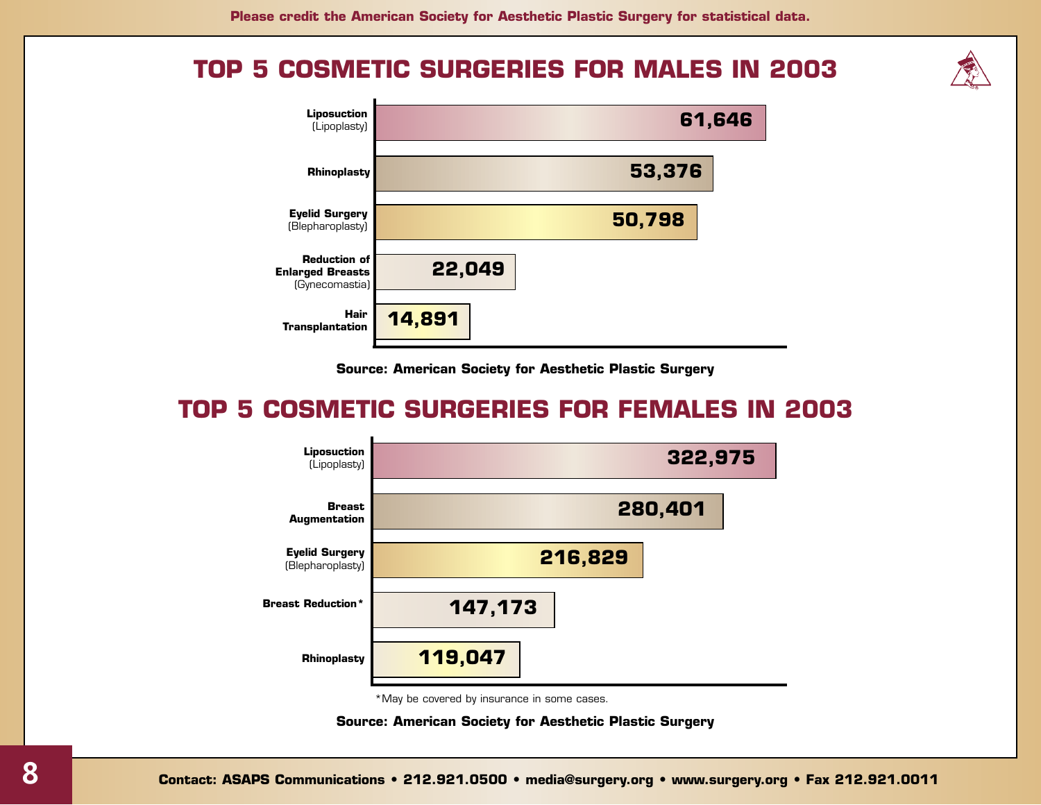Please credit the American Society for Aesthetic Plastic Surgery for statistical data.

## TOP 5 COSMETIC SURGERIES FOR MALES IN 2003

| Procedure | Number |
| --- | --- |
| **Liposuction** (Lipoplasty) | 61,646 |
| **Rhinoplasty** | 53,376 |
| **Eyelid Surgery** (Blepharoplasty) | 50,798 |
| **Reduction of Enlarged Breasts** (Gynecomastia) | 22,049 |
| **Hair Transplantation** | 14,891 |

**Source: American Society for Aesthetic Plastic Surgery**

## TOP 5 COSMETIC SURGERIES FOR FEMALES IN 2003

| Procedure | Number |
| --- | --- |
| **Liposuction** (Lipoplasty) | 322,975 |
| **Breast Augmentation** | 280,401 |
| **Eyelid Surgery** (Blepharoplasty) | 216,829 |
| **Breast Reduction*** | 147,173 |
| **Rhinoplasty** | 119,047 |

*May be covered by insurance in some cases.

**Source: American Society for Aesthetic Plastic Surgery**

**Contact: ASAPS Communications • 212.921.0500 • media@surgery.org • www.surgery.org • Fax 212.921.0011**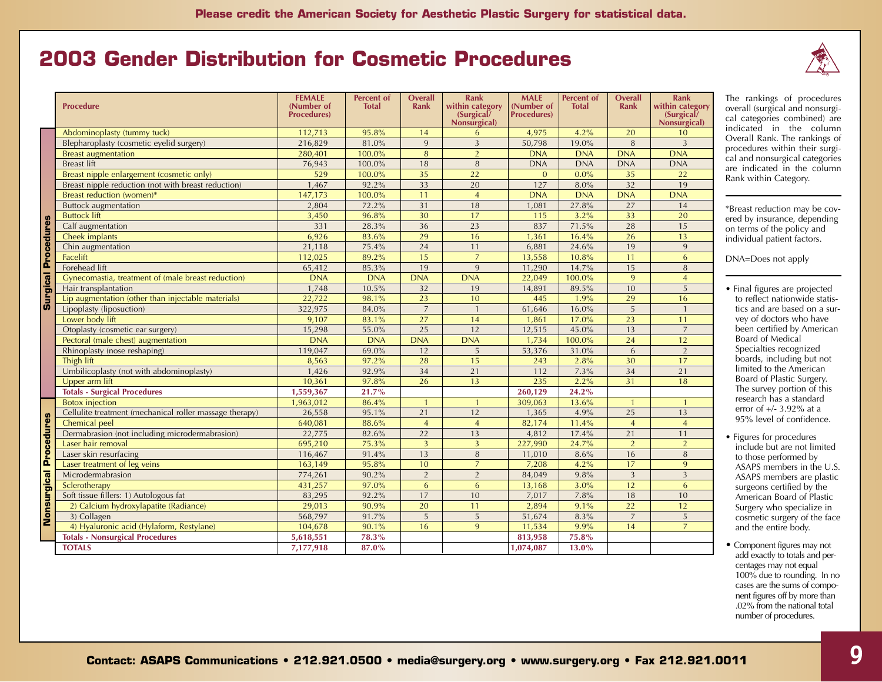Please credit the American Society for Aesthetic Plastic Surgery for statistical data.

# 2003 Gender Distribution for Cosmetic Procedures

| | Procedure | FEMALE (Number of Procedures) | Percent of Total | Overall Rank | Rank within category (Surgical/ Nonsurgical) | MALE (Number of Procedures) | Percent of Total | Overall Rank | Rank within category (Surgical/ Nonsurgical) |
|---|---|---|---|---|---|---|---|---|---|
| Surgical Procedures | Abdominoplasty (tummy tuck) | 112,713 | 95.8% | 14 | 6 | 4,975 | 4.2% | 20 | 10 |
| | Blepharoplasty (cosmetic eyelid surgery) | 216,829 | 81.0% | 9 | 3 | 50,798 | 19.0% | 8 | 3 |
| | Breast augmentation | 280,401 | 100.0% | 8 | 2 | DNA | DNA | DNA | DNA |
| | Breast lift | 76,943 | 100.0% | 18 | 8 | DNA | DNA | DNA | DNA |
| | Breast nipple enlargement (cosmetic only) | 529 | 100.0% | 35 | 22 | 0 | 0.0% | 35 | 22 |
| | Breast nipple reduction (not with breast reduction) | 1,467 | 92.2% | 33 | 20 | 127 | 8.0% | 32 | 19 |
| | Breast reduction (women)* | 147,173 | 100.0% | 11 | 4 | DNA | DNA | DNA | DNA |
| | Buttock augmentation | 2,804 | 72.2% | 31 | 18 | 1,081 | 27.8% | 27 | 14 |
| | Buttock lift | 3,450 | 96.8% | 30 | 17 | 115 | 3.2% | 33 | 20 |
| | Calf augmentation | 331 | 28.3% | 36 | 23 | 837 | 71.5% | 28 | 15 |
| | Cheek implants | 6,926 | 83.6% | 29 | 16 | 1,361 | 16.4% | 26 | 13 |
| | Chin augmentation | 21,118 | 75.4% | 24 | 11 | 6,881 | 24.6% | 19 | 9 |
| | Facelift | 112,025 | 89.2% | 15 | 7 | 13,558 | 10.8% | 11 | 6 |
| | Forehead lift | 65,412 | 85.3% | 19 | 9 | 11,290 | 14.7% | 15 | 8 |
| | Gynecomastia, treatment of (male breast reduction) | DNA | DNA | DNA | DNA | 22,049 | 100.0% | 9 | 4 |
| | Hair transplantation | 1,748 | 10.5% | 32 | 19 | 14,891 | 89.5% | 10 | 5 |
| | Lip augmentation (other than injectable materials) | 22,722 | 98.1% | 23 | 10 | 445 | 1.9% | 29 | 16 |
| | Lipoplasty (liposuction) | 322,975 | 84.0% | 7 | 1 | 61,646 | 16.0% | 5 | 1 |
| | Lower body lift | 9,107 | 83.1% | 27 | 14 | 1,861 | 17.0% | 23 | 11 |
| | Otoplasty (cosmetic ear surgery) | 15,298 | 55.0% | 25 | 12 | 12,515 | 45.0% | 13 | 7 |
| | Pectoral (male chest) augmentation | DNA | DNA | DNA | DNA | 1,734 | 100.0% | 24 | 12 |
| | Rhinoplasty (nose reshaping) | 119,047 | 69.0% | 12 | 5 | 53,376 | 31.0% | 6 | 2 |
| | Thigh lift | 8,563 | 97.2% | 28 | 15 | 243 | 2.8% | 30 | 17 |
| | Umbilicoplasty (not with abdominoplasty) | 1,426 | 92.9% | 34 | 21 | 112 | 7.3% | 34 | 21 |
| | Upper arm lift | 10,361 | 97.8% | 26 | 13 | 235 | 2.2% | 31 | 18 |
| | **Totals - Surgical Procedures** | **1,559,367** | **21.7%** | | | **260,129** | **24.2%** | | |
| Nonsurgical Procedures | Botox injection | 1,963,012 | 86.4% | 1 | 1 | 309,063 | 13.6% | 1 | 1 |
| | Cellulite treatment (mechanical roller massage therapy) | 26,558 | 95.1% | 21 | 12 | 1,365 | 4.9% | 25 | 13 |
| | Chemical peel | 640,081 | 88.6% | 4 | 4 | 82,174 | 11.4% | 4 | 4 |
| | Dermabrasion (not including microdermabrasion) | 22,775 | 82.6% | 22 | 13 | 4,812 | 17.4% | 21 | 11 |
| | Laser hair removal | 695,210 | 75.3% | 3 | 3 | 227,990 | 24.7% | 2 | 2 |
| | Laser skin resurfacing | 116,467 | 91.4% | 13 | 8 | 11,010 | 8.6% | 16 | 8 |
| | Laser treatment of leg veins | 163,149 | 95.8% | 10 | 7 | 7,208 | 4.2% | 17 | 9 |
| | Microdermabrasion | 774,261 | 90.2% | 2 | 2 | 84,049 | 9.8% | 3 | 3 |
| | Sclerotherapy | 431,257 | 97.0% | 6 | 6 | 13,168 | 3.0% | 12 | 6 |
| | Soft tissue fillers: 1) Autologous fat | 83,295 | 92.2% | 17 | 10 | 7,017 | 7.8% | 18 | 10 |
| | 2) Calcium hydroxylapatite (Radiance) | 29,013 | 90.9% | 20 | 11 | 2,894 | 9.1% | 22 | 12 |
| | 3) Collagen | 568,797 | 91.7% | 5 | 5 | 51,674 | 8.3% | 7 | 5 |
| | 4) Hyaluronic acid (Hylaform, Restylane) | 104,678 | 90.1% | 16 | 9 | 11,534 | 9.9% | 14 | 7 |
| | **Totals - Nonsurgical Procedures** | **5,618,551** | **78.3%** | | | **813,958** | **75.8%** | | |
| | **TOTALS** | **7,177,918** | **87.0%** | | | **1,074,087** | **13.0%** | | |

The rankings of procedures overall (surgical and nonsurgical categories combined) are indicated in the column Overall Rank. The rankings of procedures within their surgical and nonsurgical categories are indicated in the column Rank within Category.

*Breast reduction may be covered by insurance, depending on terms of the policy and individual patient factors.

DNA=Does not apply

- Final figures are projected to reflect nationwide statistics and are based on a survey of doctors who have been certified by American Board of Medical Specialties recognized boards, including but not limited to the American Board of Plastic Surgery. The survey portion of this research has a standard error of +/- 3.92% at a 95% level of confidence.
- Figures for procedures include but are not limited to those performed by ASAPS members in the U.S. ASAPS members are plastic surgeons certified by the American Board of Plastic Surgery who specialize in cosmetic surgery of the face and the entire body.
- Component figures may not add exactly to totals and percentages may not equal 100% due to rounding. In no cases are the sums of component figures off by more than .02% from the national total number of procedures.

Contact: ASAPS Communications • 212.921.0500 • media@surgery.org • www.surgery.org • Fax 212.921.0011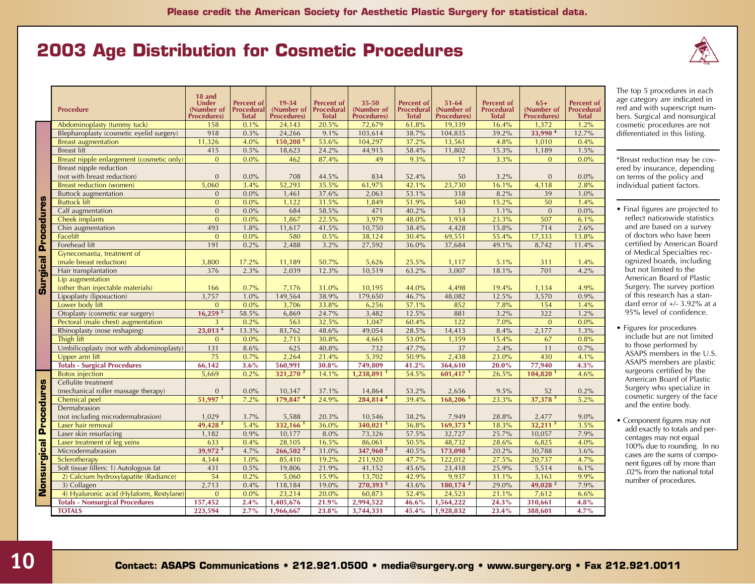Please credit the American Society for Aesthetic Plastic Surgery for statistical data.

# 2003 Age Distribution for Cosmetic Procedures

| | Procedure | 18 and Under (Number of Procedures) | Percent of Procedural Total | 19-34 (Number of Procedures) | Percent of Procedural Total | 35-50 (Number of Procedures) | Percent of Procedural Total | 51-64 (Number of Procedures) | Percent of Procedural Total | 65+ (Number of Procedures) | Percent of Procedural Total |
|---|---|---|---|---|---|---|---|---|---|---|---|
| Surgical Procedures | Abdominoplasty (tummy tuck) | 158 | 0.1% | 24,143 | 20.5% | 72,679 | 61.8% | 19,339 | 16.4% | 1,372 | 1.2% |
| | Blepharoplasty (cosmetic eyelid surgery) | 918 | 0.3% | 24,266 | 9.1% | 103,614 | 38.7% | 104,835 | 39.2% | 33,990 [4] | 12.7% |
| | Breast augmentation | 11,326 | 4.0% | 150,208 [5] | 53.6% | 104,297 | 37.2% | 13,561 | 4.8% | 1,010 | 0.4% |
| | Breast lift | 415 | 0.5% | 18,623 | 24.2% | 44,915 | 58.4% | 11,802 | 15.3% | 1,189 | 1.5% |
| | Breast nipple enlargement (cosmetic only) | 0 | 0.0% | 462 | 87.4% | 49 | 9.3% | 17 | 3.3% | 0 | 0.0% |
| | Breast nipple reduction (not with breast reduction) | 0 | 0.0% | 708 | 44.5% | 834 | 52.4% | 50 | 3.2% | 0 | 0.0% |
| | Breast reduction (women) | 5,060 | 3.4% | 52,293 | 35.5% | 61,975 | 42.1% | 23,730 | 16.1% | 4,118 | 2.8% |
| | Buttock augmentation | 0 | 0.0% | 1,461 | 37.6% | 2,063 | 53.1% | 318 | 8.2% | 39 | 1.0% |
| | Buttock lift | 0 | 0.0% | 1,122 | 31.5% | 1,849 | 51.9% | 540 | 15.2% | 50 | 1.4% |
| | Calf augmentation | 0 | 0.0% | 684 | 58.5% | 471 | 40.2% | 13 | 1.1% | 0 | 0.0% |
| | Cheek implants | 0 | 0.0% | 1,867 | 22.5% | 3,979 | 48.0% | 1,934 | 23.3% | 507 | 6.1% |
| | Chin augmentation | 493 | 1.8% | 11,617 | 41.5% | 10,750 | 38.4% | 4,428 | 15.8% | 714 | 2.6% |
| | Facelift | 0 | 0.0% | 580 | 0.5% | 38,124 | 30.4% | 69,551 | 55.4% | 17,333 | 13.8% |
| | Forehead lift | 191 | 0.2% | 2,488 | 3.2% | 27,592 | 36.0% | 37,684 | 49.1% | 8,742 | 11.4% |
| | Gynecomastia, treatment of (male breast reduction) | 3,800 | 17.2% | 11,189 | 50.7% | 5,626 | 25.5% | 1,117 | 5.1% | 311 | 1.4% |
| | Hair transplantation | 376 | 2.3% | 2,039 | 12.3% | 10,519 | 63.2% | 3,007 | 18.1% | 701 | 4.2% |
| | Lip augmentation (other than injectable materials) | 166 | 0.7% | 7,176 | 31.0% | 10,195 | 44.0% | 4,498 | 19.4% | 1,134 | 4.9% |
| | Lipoplasty (liposuction) | 3,757 | 1.0% | 149,564 | 38.9% | 179,650 | 46.7% | 48,082 | 12.5% | 3,570 | 0.9% |
| | Lower body lift | 0 | 0.0% | 3,706 | 33.8% | 6,256 | 57.1% | 852 | 7.8% | 154 | 1.4% |
| | Otoplasty (cosmetic ear surgery) | 16,259 [5] | 58.5% | 6,869 | 24.7% | 3,482 | 12.5% | 881 | 3.2% | 322 | 1.2% |
| | Pectoral (male chest) augmentation | 3 | 0.2% | 563 | 32.5% | 1,047 | 60.4% | 122 | 7.0% | 0 | 0.0% |
| | Rhinoplasty (nose reshaping) | 23,013 [4] | 13.3% | 83,762 | 48.6% | 49,054 | 28.5% | 14,413 | 8.4% | 2,177 | 1.3% |
| | Thigh lift | 0 | 0.0% | 2,713 | 30.8% | 4,665 | 53.0% | 1,359 | 15.4% | 67 | 0.8% |
| | Umbilicoplasty (not with abdominoplasty) | 131 | 8.6% | 625 | 40.8% | 732 | 47.7% | 37 | 2.4% | 11 | 0.7% |
| | Upper arm lift | 75 | 0.7% | 2,264 | 21.4% | 5,392 | 50.9% | 2,438 | 23.0% | 430 | 4.1% |
| | **Totals - Surgical Procedures** | **66,142** | **3.6%** | **560,991** | **30.8%** | **749,809** | **41.2%** | **364,610** | **20.0%** | **77,940** | **4.3%** |
| Nonsurgical Procedures | Botox injection | 5,669 | 0.2% | 321,270 [2] | 14.1% | 1,238,891 [1] | 54.5% | 601,417 [1] | 26.5% | 104,820 [1] | 4.6% |
| | Cellulite treatment (mechanical roller massage therapy) | 0 | 0.0% | 10,347 | 37.1% | 14,864 | 53.2% | 2,656 | 9.5% | 52 | 0.2% |
| | Chemical peel | 51,997 [1] | 7.2% | 179,847 [4] | 24.9% | 284,814 [4] | 39.4% | 168,206 [5] | 23.3% | 37,378 [3] | 5.2% |
| | Dermabrasion (not including microdermabrasion) | 1,029 | 3.7% | 5,588 | 20.3% | 10,546 | 38.2% | 7,949 | 28.8% | 2,477 | 9.0% |
| | Laser hair removal | 49,428 [2] | 5.4% | 332,166 [1] | 36.0% | 340,021 [3] | 36.8% | 169,373 [4] | 18.3% | 32,211 [5] | 3.5% |
| | Laser skin resurfacing | 1,182 | 0.9% | 10,177 | 8.0% | 73,326 | 57.5% | 32,727 | 25.7% | 10,057 | 7.9% |
| | Laser treatment of leg veins | 633 | 0.4% | 28,105 | 16.5% | 86,061 | 50.5% | 48,732 | 28.6% | 6,825 | 4.0% |
| | Microdermabrasion | 39,972 [3] | 4.7% | 266,502 [3] | 31.0% | 347,960 [2] | 40.5% | 173,098 [3] | 20.2% | 30,788 | 3.6% |
| | Sclerotherapy | 4,344 | 1.0% | 85,410 | 19.2% | 211,920 | 47.7% | 122,012 | 27.5% | 20,737 | 4.7% |
| | Soft tissue fillers: 1) Autologous fat | 431 | 0.5% | 19,806 | 21.9% | 41,152 | 45.6% | 23,418 | 25.9% | 5,514 | 6.1% |
| | 2) Calcium hydroxylapatite (Radiance) | 54 | 0.2% | 5,060 | 15.9% | 13,702 | 42.9% | 9,937 | 31.1% | 3,163 | 9.9% |
| | 3) Collagen | 2,713 | 0.4% | 118,184 | 19.0% | 270,393 [5] | 43.6% | 180,174 [2] | 29.0% | 49,028 [2] | 7.9% |
| | 4) Hyaluronic acid (Hylaform, Restylane) | 0 | 0.0% | 23,214 | 20.0% | 60,873 | 52.4% | 24,523 | 21.1% | 7,612 | 6.6% |
| | **Totals - Nonsurgical Procedures** | **157,452** | **2.4%** | **1,405,676** | **21.9%** | **2,994,522** | **46.6%** | **1,564,222** | **24.3%** | **310,661** | **4.8%** |
| | **TOTALS** | **223,594** | **2.7%** | **1,966,667** | **23.8%** | **3,744,331** | **45.4%** | **1,928,832** | **23.4%** | **388,601** | **4.7%** |

The top 5 procedures in each age category are indicated in red and with superscript numbers. Surgical and nonsurgical cosmetic procedures are not differentiated in this listing.

*Breast reduction may be covered by insurance, depending on terms of the policy and individual patient factors.

- Final figures are projected to reflect nationwide statistics and are based on a survey of doctors who have been certified by American Board of Medical Specialties recognized boards, including but not limited to the American Board of Plastic Surgery. The survey portion of this research has a standard error of +/- 3.92% at a 95% level of confidence.
- Figures for procedures include but are not limited to those performed by ASAPS members in the U.S. ASAPS members are plastic surgeons certified by the American Board of Plastic Surgery who specialize in cosmetic surgery of the face and the entire body.
- Component figures may not add exactly to totals and percentages may not equal 100% due to rounding. In no cases are the sums of component figures off by more than .02% from the national total number of procedures.

Contact: ASAPS Communications • 212.921.0500 • media@surgery.org • www.surgery.org • Fax 212.921.0011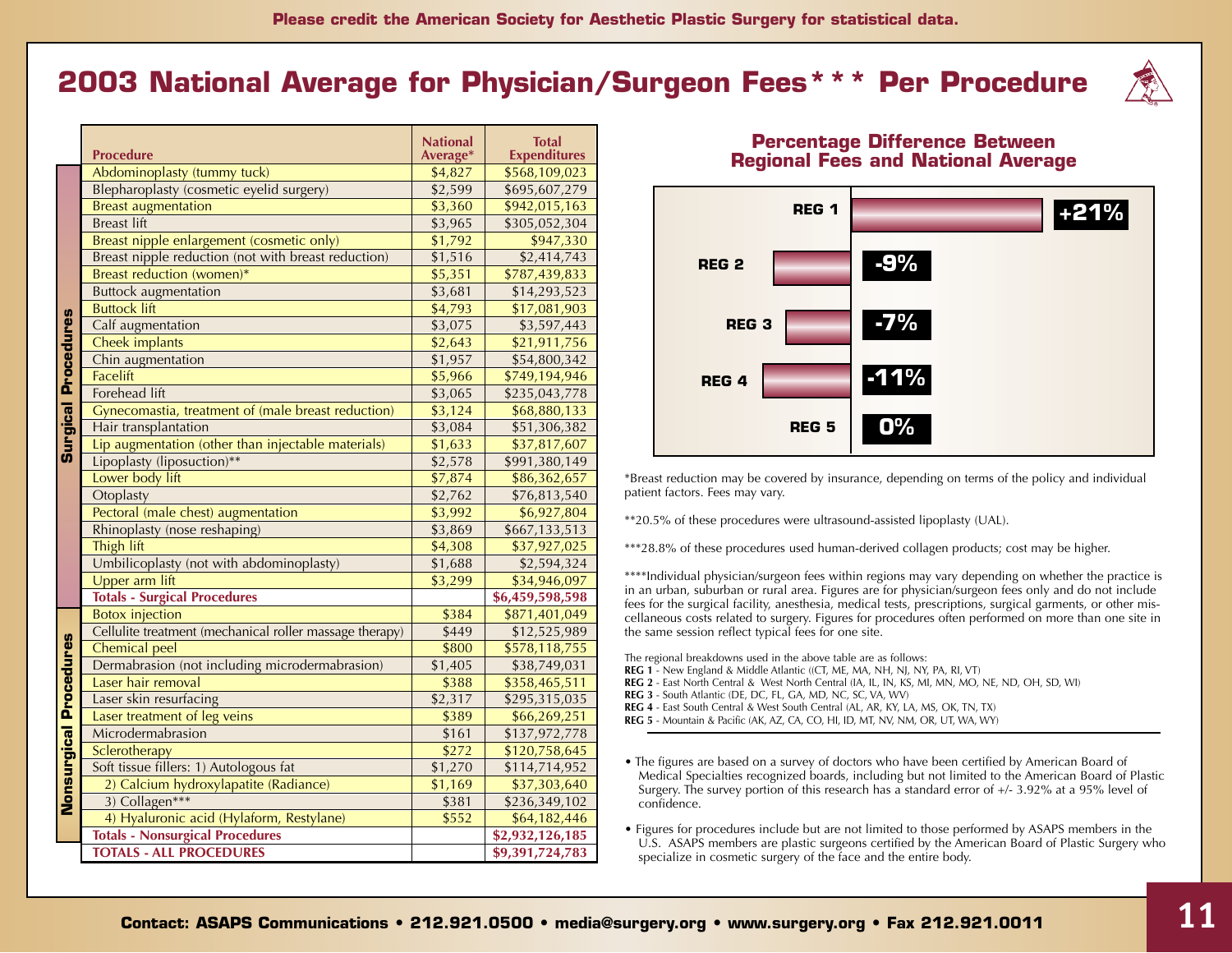Please credit the American Society for Aesthetic Plastic Surgery for statistical data.

# 2003 National Average for Physician/Surgeon Fees*** Per Procedure

| | Procedure | National Average* | Total Expenditures |
|---|---|---|---|
| Surgical Procedures | Abdominoplasty (tummy tuck) | $4,827 | $568,109,023 |
| | Blepharoplasty (cosmetic eyelid surgery) | $2,599 | $695,607,279 |
| | Breast augmentation | $3,360 | $942,015,163 |
| | Breast lift | $3,965 | $305,052,304 |
| | Breast nipple enlargement (cosmetic only) | $1,792 | $947,330 |
| | Breast nipple reduction (not with breast reduction) | $1,516 | $2,414,743 |
| | Breast reduction (women)* | $5,351 | $787,439,833 |
| | Buttock augmentation | $3,681 | $14,293,523 |
| | Buttock lift | $4,793 | $17,081,903 |
| | Calf augmentation | $3,075 | $3,597,443 |
| | Cheek implants | $2,643 | $21,911,756 |
| | Chin augmentation | $1,957 | $54,800,342 |
| | Facelift | $5,966 | $749,194,946 |
| | Forehead lift | $3,065 | $235,043,778 |
| | Gynecomastia, treatment of (male breast reduction) | $3,124 | $68,880,133 |
| | Hair transplantation | $3,084 | $51,306,382 |
| | Lip augmentation (other than injectable materials) | $1,633 | $37,817,607 |
| | Lipoplasty (liposuction)** | $2,578 | $991,380,149 |
| | Lower body lift | $7,874 | $86,362,657 |
| | Otoplasty | $2,762 | $76,813,540 |
| | Pectoral (male chest) augmentation | $3,992 | $6,927,804 |
| | Rhinoplasty (nose reshaping) | $3,869 | $667,133,513 |
| | Thigh lift | $4,308 | $37,927,025 |
| | Umbilicoplasty (not with abdominoplasty) | $1,688 | $2,594,324 |
| | Upper arm lift | $3,299 | $34,946,097 |
| | **Totals - Surgical Procedures** | | **$6,459,598,598** |
| Nonsurgical Procedures | Botox injection | $384 | $871,401,049 |
| | Cellulite treatment (mechanical roller massage therapy) | $449 | $12,525,989 |
| | Chemical peel | $800 | $578,118,755 |
| | Dermabrasion (not including microdermabrasion) | $1,405 | $38,749,031 |
| | Laser hair removal | $388 | $358,465,511 |
| | Laser skin resurfacing | $2,317 | $295,315,035 |
| | Laser treatment of leg veins | $389 | $66,269,251 |
| | Microdermabrasion | $161 | $137,972,778 |
| | Sclerotherapy | $272 | $120,758,645 |
| | Soft tissue fillers: 1) Autologous fat | $1,270 | $114,714,952 |
| | 2) Calcium hydroxylapatite (Radiance) | $1,169 | $37,303,640 |
| | 3) Collagen*** | $381 | $236,349,102 |
| | 4) Hyaluronic acid (Hylaform, Restylane) | $552 | $64,182,446 |
| | **Totals - Nonsurgical Procedures** | | **$2,932,126,185** |
| | **TOTALS - ALL PROCEDURES** | | **$9,391,724,783** |

## Percentage Difference Between Regional Fees and National Average

| Region | Difference |
|---|---|
| REG 1 | +21% |
| REG 2 | -9% |
| REG 3 | -7% |
| REG 4 | -11% |
| REG 5 | 0% |

*Breast reduction may be covered by insurance, depending on terms of the policy and individual patient factors. Fees may vary.

**20.5% of these procedures were ultrasound-assisted lipoplasty (UAL).

***28.8% of these procedures used human-derived collagen products; cost may be higher.

****Individual physician/surgeon fees within regions may vary depending on whether the practice is in an urban, suburban or rural area. Figures are for physician/surgeon fees only and do not include fees for the surgical facility, anesthesia, medical tests, prescriptions, surgical garments, or other miscellaneous costs related to surgery. Figures for procedures often performed on more than one site in the same session reflect typical fees for one site.

The regional breakdowns used in the above table are as follows:
**REG 1** - New England & Middle Atlantic ((CT, ME, MA, NH, NJ, NY, PA, RI, VT)
**REG 2** - East North Central & West North Central (IA, IL, IN, KS, MI, MN, MO, NE, ND, OH, SD, WI)
**REG 3** - South Atlantic (DE, DC, FL, GA, MD, NC, SC, VA, WV)
**REG 4** - East South Central & West South Central (AL, AR, KY, LA, MS, OK, TN, TX)
**REG 5** - Mountain & Pacific (AK, AZ, CA, CO, HI, ID, MT, NV, NM, OR, UT, WA, WY)

- The figures are based on a survey of doctors who have been certified by American Board of Medical Specialties recognized boards, including but not limited to the American Board of Plastic Surgery. The survey portion of this research has a standard error of +/- 3.92% at a 95% level of confidence.
- Figures for procedures include but are not limited to those performed by ASAPS members in the U.S. ASAPS members are plastic surgeons certified by the American Board of Plastic Surgery who specialize in cosmetic surgery of the face and the entire body.

**Contact: ASAPS Communications • 212.921.0500 • media@surgery.org • www.surgery.org • Fax 212.921.0011**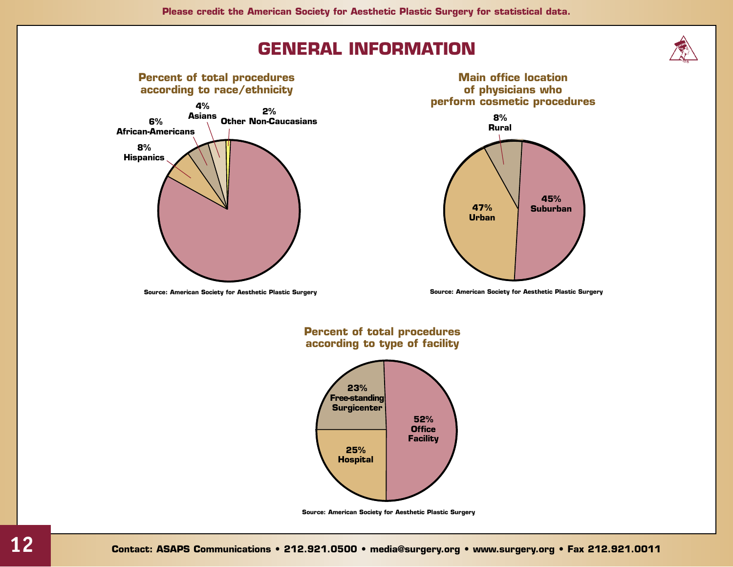Please credit the American Society for Aesthetic Plastic Surgery for statistical data.

# GENERAL INFORMATION

## Percent of total procedures according to race/ethnicity

- 8% Hispanics
- 6% African-Americans
- 4% Asians
- 2% Other Non-Caucasians

Source: American Society for Aesthetic Plastic Surgery

## Main office location of physicians who perform cosmetic procedures

- 8% Rural
- 47% Urban
- 45% Suburban

Source: American Society for Aesthetic Plastic Surgery

## Percent of total procedures according to type of facility

- 23% Free-standing Surgicenter
- 52% Office Facility
- 25% Hospital

Source: American Society for Aesthetic Plastic Surgery

Contact: ASAPS Communications • 212.921.0500 • media@surgery.org • www.surgery.org • Fax 212.921.0011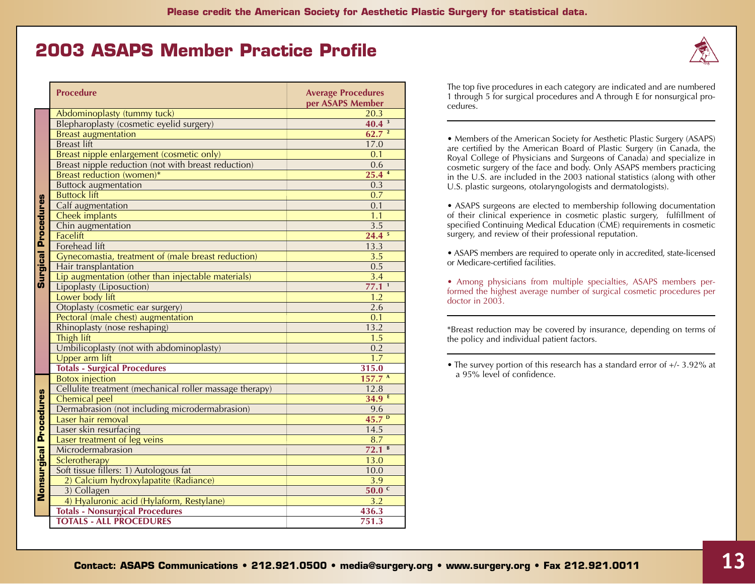Please credit the American Society for Aesthetic Plastic Surgery for statistical data.

# 2003 ASAPS Member Practice Profile

| | Procedure | Average Procedures per ASAPS Member |
|---|---|---|
| Surgical Procedures | Abdominoplasty (tummy tuck) | 20.3 |
| | Blepharoplasty (cosmetic eyelid surgery) | **40.4** [3] |
| | Breast augmentation | **62.7** [2] |
| | Breast lift | 17.0 |
| | Breast nipple enlargement (cosmetic only) | 0.1 |
| | Breast nipple reduction (not with breast reduction) | 0.6 |
| | Breast reduction (women)* | **25.4** [4] |
| | Buttock augmentation | 0.3 |
| | Buttock lift | 0.7 |
| | Calf augmentation | 0.1 |
| | Cheek implants | 1.1 |
| | Chin augmentation | 3.5 |
| | Facelift | **24.4** [5] |
| | Forehead lift | 13.3 |
| | Gynecomastia, treatment of (male breast reduction) | 3.5 |
| | Hair transplantation | 0.5 |
| | Lip augmentation (other than injectable materials) | 3.4 |
| | Lipoplasty (Liposuction) | **77.1** [1] |
| | Lower body lift | 1.2 |
| | Otoplasty (cosmetic ear surgery) | 2.6 |
| | Pectoral (male chest) augmentation | 0.1 |
| | Rhinoplasty (nose reshaping) | 13.2 |
| | Thigh lift | 1.5 |
| | Umbilicoplasty (not with abdominoplasty) | 0.2 |
| | Upper arm lift | 1.7 |
| | **Totals - Surgical Procedures** | **315.0** |
| Nonsurgical Procedures | Botox injection | **157.7** [A] |
| | Cellulite treatment (mechanical roller massage therapy) | 12.8 |
| | Chemical peel | **34.9** [E] |
| | Dermabrasion (not including microdermabrasion) | 9.6 |
| | Laser hair removal | **45.7** [D] |
| | Laser skin resurfacing | 14.5 |
| | Laser treatment of leg veins | 8.7 |
| | Microdermabrasion | **72.1** [B] |
| | Sclerotherapy | 13.0 |
| | Soft tissue fillers: 1) Autologous fat | 10.0 |
| | 2) Calcium hydroxylapatite (Radiance) | 3.9 |
| | 3) Collagen | **50.0** [C] |
| | 4) Hyaluronic acid (Hylaform, Restylane) | 3.2 |
| | **Totals - Nonsurgical Procedures** | **436.3** |
| | **TOTALS - ALL PROCEDURES** | **751.3** |

The top five procedures in each category are indicated and are numbered 1 through 5 for surgical procedures and A through E for nonsurgical procedures.

---

- Members of the American Society for Aesthetic Plastic Surgery (ASAPS) are certified by the American Board of Plastic Surgery (in Canada, the Royal College of Physicians and Surgeons of Canada) and specialize in cosmetic surgery of the face and body. Only ASAPS members practicing in the U.S. are included in the 2003 national statistics (along with other U.S. plastic surgeons, otolaryngologists and dermatologists).

- ASAPS surgeons are elected to membership following documentation of their clinical experience in cosmetic plastic surgery, fulfillment of specified Continuing Medical Education (CME) requirements in cosmetic surgery, and review of their professional reputation.

- ASAPS members are required to operate only in accredited, state-licensed or Medicare-certified facilities.

- Among physicians from multiple specialties, ASAPS members performed the highest average number of surgical cosmetic procedures per doctor in 2003.

---

*Breast reduction may be covered by insurance, depending on terms of the policy and individual patient factors.

---

- The survey portion of this research has a standard error of +/- 3.92% at a 95% level of confidence.

Contact: ASAPS Communications • 212.921.0500 • media@surgery.org • www.surgery.org • Fax 212.921.0011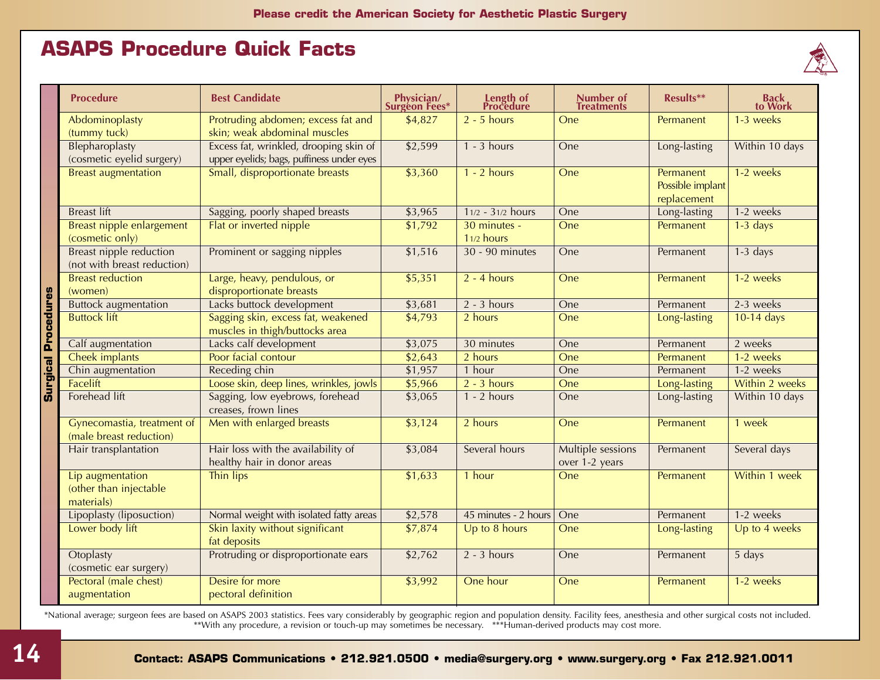Please credit the American Society for Aesthetic Plastic Surgery

# ASAPS Procedure Quick Facts

**Surgical Procedures**

| Procedure | Best Candidate | Physician/ Surgeon Fees* | Length of Procedure | Number of Treatments | Results** | Back to Work |
|---|---|---|---|---|---|---|
| Abdominoplasty (tummy tuck) | Protruding abdomen; excess fat and skin; weak abdominal muscles | $4,827 | 2 - 5 hours | One | Permanent | 1-3 weeks |
| Blepharoplasty (cosmetic eyelid surgery) | Excess fat, wrinkled, drooping skin of upper eyelids; bags, puffiness under eyes | $2,599 | 1 - 3 hours | One | Long-lasting | Within 10 days |
| Breast augmentation | Small, disproportionate breasts | $3,360 | 1 - 2 hours | One | Permanent Possible implant replacement | 1-2 weeks |
| Breast lift | Sagging, poorly shaped breasts | $3,965 | 1 1/2 - 3 1/2 hours | One | Long-lasting | 1-2 weeks |
| Breast nipple enlargement (cosmetic only) | Flat or inverted nipple | $1,792 | 30 minutes - 1 1/2 hours | One | Permanent | 1-3 days |
| Breast nipple reduction (not with breast reduction) | Prominent or sagging nipples | $1,516 | 30 - 90 minutes | One | Permanent | 1-3 days |
| Breast reduction (women) | Large, heavy, pendulous, or disproportionate breasts | $5,351 | 2 - 4 hours | One | Permanent | 1-2 weeks |
| Buttock augmentation | Lacks buttock development | $3,681 | 2 - 3 hours | One | Permanent | 2-3 weeks |
| Buttock lift | Sagging skin, excess fat, weakened muscles in thigh/buttocks area | $4,793 | 2 hours | One | Long-lasting | 10-14 days |
| Calf augmentation | Lacks calf development | $3,075 | 30 minutes | One | Permanent | 2 weeks |
| Cheek implants | Poor facial contour | $2,643 | 2 hours | One | Permanent | 1-2 weeks |
| Chin augmentation | Receding chin | $1,957 | 1 hour | One | Permanent | 1-2 weeks |
| Facelift | Loose skin, deep lines, wrinkles, jowls | $5,966 | 2 - 3 hours | One | Long-lasting | Within 2 weeks |
| Forehead lift | Sagging, low eyebrows, forehead creases, frown lines | $3,065 | 1 - 2 hours | One | Long-lasting | Within 10 days |
| Gynecomastia, treatment of (male breast reduction) | Men with enlarged breasts | $3,124 | 2 hours | One | Permanent | 1 week |
| Hair transplantation | Hair loss with the availability of healthy hair in donor areas | $3,084 | Several hours | Multiple sessions over 1-2 years | Permanent | Several days |
| Lip augmentation (other than injectable materials) | Thin lips | $1,633 | 1 hour | One | Permanent | Within 1 week |
| Lipoplasty (liposuction) | Normal weight with isolated fatty areas | $2,578 | 45 minutes - 2 hours | One | Permanent | 1-2 weeks |
| Lower body lift | Skin laxity without significant fat deposits | $7,874 | Up to 8 hours | One | Long-lasting | Up to 4 weeks |
| Otoplasty (cosmetic ear surgery) | Protruding or disproportionate ears | $2,762 | 2 - 3 hours | One | Permanent | 5 days |
| Pectoral (male chest) augmentation | Desire for more pectoral definition | $3,992 | One hour | One | Permanent | 1-2 weeks |

*National average; surgeon fees are based on ASAPS 2003 statistics. Fees vary considerably by geographic region and population density. Facility fees, anesthesia and other surgical costs not included.
**With any procedure, a revision or touch-up may sometimes be necessary. ***Human-derived products may cost more.

**Contact: ASAPS Communications • 212.921.0500 • media@surgery.org • www.surgery.org • Fax 212.921.0011**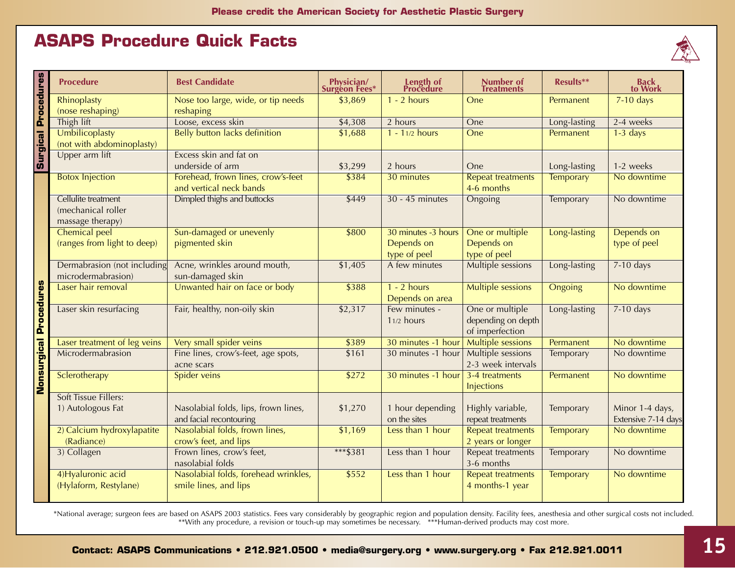Please credit the American Society for Aesthetic Plastic Surgery

# ASAPS Procedure Quick Facts

| | Procedure | Best Candidate | Physician/ Surgeon Fees* | Length of Procedure | Number of Treatments | Results** | Back to Work |
|---|---|---|---|---|---|---|---|
| Surgical Procedures | Rhinoplasty (nose reshaping) | Nose too large, wide, or tip needs reshaping | $3,869 | 1 - 2 hours | One | Permanent | 7-10 days |
| | Thigh lift | Loose, excess skin | $4,308 | 2 hours | One | Long-lasting | 2-4 weeks |
| | Umbilicoplasty (not with abdominoplasty) | Belly button lacks definition | $1,688 | 1 - 1 1/2 hours | One | Permanent | 1-3 days |
| | Upper arm lift | Excess skin and fat on underside of arm | $3,299 | 2 hours | One | Long-lasting | 1-2 weeks |
| Nonsurgical Procedures | Botox Injection | Forehead, frown lines, crow's-feet and vertical neck bands | $384 | 30 minutes | Repeat treatments 4-6 months | Temporary | No downtime |
| | Cellulite treatment (mechanical roller massage therapy) | Dimpled thighs and buttocks | $449 | 30 - 45 minutes | Ongoing | Temporary | No downtime |
| | Chemical peel (ranges from light to deep) | Sun-damaged or unevenly pigmented skin | $800 | 30 minutes -3 hours Depends on type of peel | One or multiple Depends on type of peel | Long-lasting | Depends on type of peel |
| | Dermabrasion (not including microdermabrasion) | Acne, wrinkles around mouth, sun-damaged skin | $1,405 | A few minutes | Multiple sessions | Long-lasting | 7-10 days |
| | Laser hair removal | Unwanted hair on face or body | $388 | 1 - 2 hours Depends on area | Multiple sessions | Ongoing | No downtime |
| | Laser skin resurfacing | Fair, healthy, non-oily skin | $2,317 | Few minutes - 1 1/2 hours | One or multiple depending on depth of imperfection | Long-lasting | 7-10 days |
| | Laser treatment of leg veins | Very small spider veins | $389 | 30 minutes -1 hour | Multiple sessions | Permanent | No downtime |
| | Microdermabrasion | Fine lines, crow's-feet, age spots, acne scars | $161 | 30 minutes -1 hour | Multiple sessions 2-3 week intervals | Temporary | No downtime |
| | Sclerotherapy | Spider veins | $272 | 30 minutes -1 hour | 3-4 treatments Injections | Permanent | No downtime |
| | Soft Tissue Fillers: 1) Autologous Fat | Nasolabial folds, lips, frown lines, and facial recontouring | $1,270 | 1 hour depending on the sites | Highly variable, repeat treatments | Temporary | Minor 1-4 days, Extensive 7-14 days |
| | 2) Calcium hydroxylapatite (Radiance) | Nasolabial folds, frown lines, crow's feet, and lips | $1,169 | Less than 1 hour | Repeat treatments 2 years or longer | Temporary | No downtime |
| | 3) Collagen | Frown lines, crow's feet, nasolabial folds | ***$381 | Less than 1 hour | Repeat treatments 3-6 months | Temporary | No downtime |
| | 4)Hyaluronic acid (Hylaform, Restylane) | Nasolabial folds, forehead wrinkles, smile lines, and lips | $552 | Less than 1 hour | Repeat treatments 4 months-1 year | Temporary | No downtime |

*National average; surgeon fees are based on ASAPS 2003 statistics. Fees vary considerably by geographic region and population density. Facility fees, anesthesia and other surgical costs not included.
**With any procedure, a revision or touch-up may sometimes be necessary. ***Human-derived products may cost more.

**Contact: ASAPS Communications • 212.921.0500 • media@surgery.org • www.surgery.org • Fax 212.921.0011**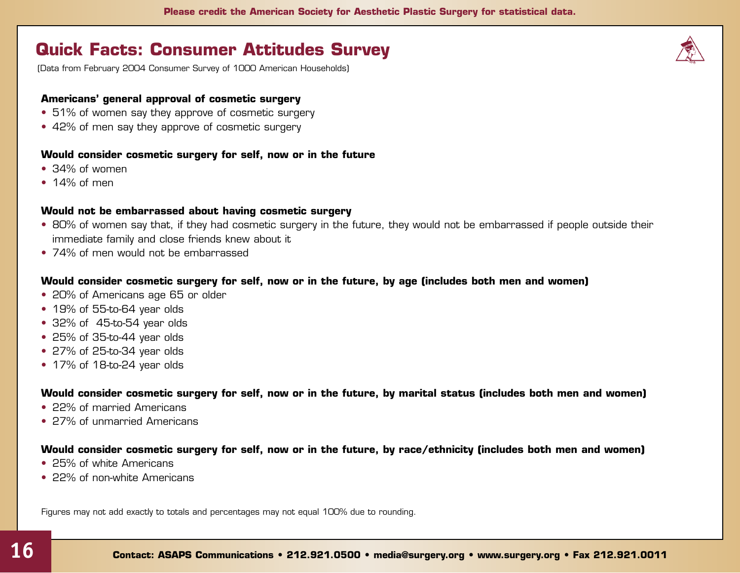Please credit the American Society for Aesthetic Plastic Surgery for statistical data.

# Quick Facts: Consumer Attitudes Survey

(Data from February 2004 Consumer Survey of 1000 American Households)

**Americans' general approval of cosmetic surgery**

- 51% of women say they approve of cosmetic surgery
- 42% of men say they approve of cosmetic surgery

**Would consider cosmetic surgery for self, now or in the future**

- 34% of women
- 14% of men

**Would not be embarrassed about having cosmetic surgery**

- 80% of women say that, if they had cosmetic surgery in the future, they would not be embarrassed if people outside their immediate family and close friends knew about it
- 74% of men would not be embarrassed

**Would consider cosmetic surgery for self, now or in the future, by age (includes both men and women)**

- 20% of Americans age 65 or older
- 19% of 55-to-64 year olds
- 32% of 45-to-54 year olds
- 25% of 35-to-44 year olds
- 27% of 25-to-34 year olds
- 17% of 18-to-24 year olds

**Would consider cosmetic surgery for self, now or in the future, by marital status (includes both men and women)**

- 22% of married Americans
- 27% of unmarried Americans

**Would consider cosmetic surgery for self, now or in the future, by race/ethnicity (includes both men and women)**

- 25% of white Americans
- 22% of non-white Americans

Figures may not add exactly to totals and percentages may not equal 100% due to rounding.

**Contact: ASAPS Communications • 212.921.0500 • media@surgery.org • www.surgery.org • Fax 212.921.0011**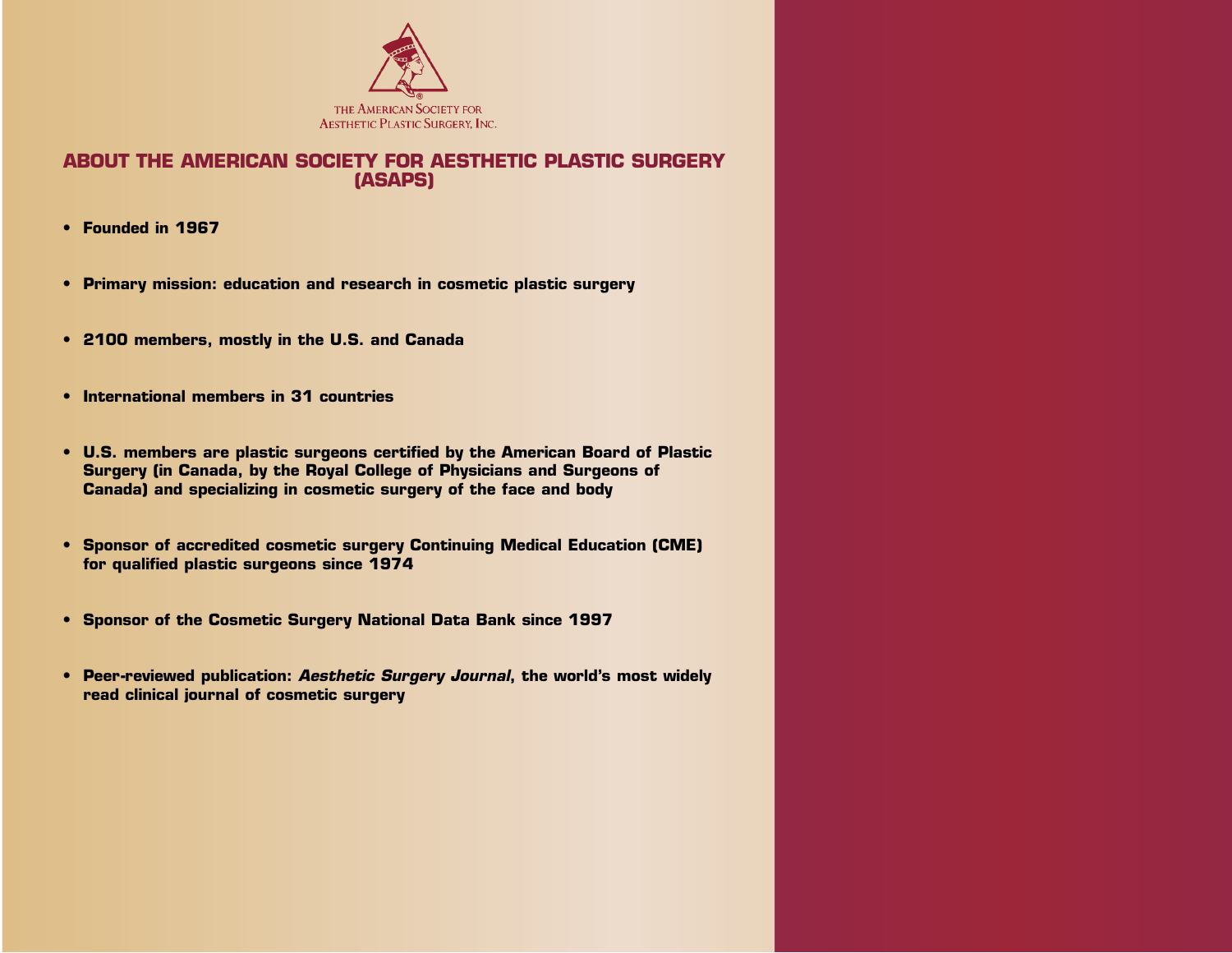THE AMERICAN SOCIETY FOR AESTHETIC PLASTIC SURGERY, INC.

## ABOUT THE AMERICAN SOCIETY FOR AESTHETIC PLASTIC SURGERY (ASAPS)

- **Founded in 1967**
- **Primary mission: education and research in cosmetic plastic surgery**
- **2100 members, mostly in the U.S. and Canada**
- **International members in 31 countries**
- **U.S. members are plastic surgeons certified by the American Board of Plastic Surgery (in Canada, by the Royal College of Physicians and Surgeons of Canada) and specializing in cosmetic surgery of the face and body**
- **Sponsor of accredited cosmetic surgery Continuing Medical Education (CME) for qualified plastic surgeons since 1974**
- **Sponsor of the Cosmetic Surgery National Data Bank since 1997**
- **Peer-reviewed publication: *Aesthetic Surgery Journal*, the world's most widely read clinical journal of cosmetic surgery**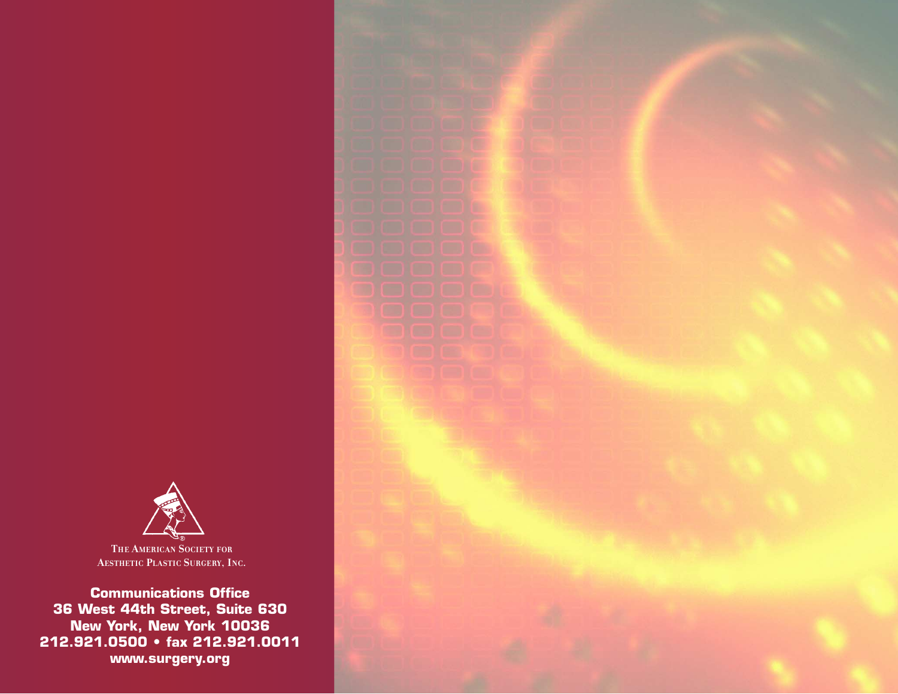The American Society for
Aesthetic Plastic Surgery, Inc.

**Communications Office**
**36 West 44th Street, Suite 630**
**New York, New York 10036**
**212.921.0500 • fax 212.921.0011**
**www.surgery.org**